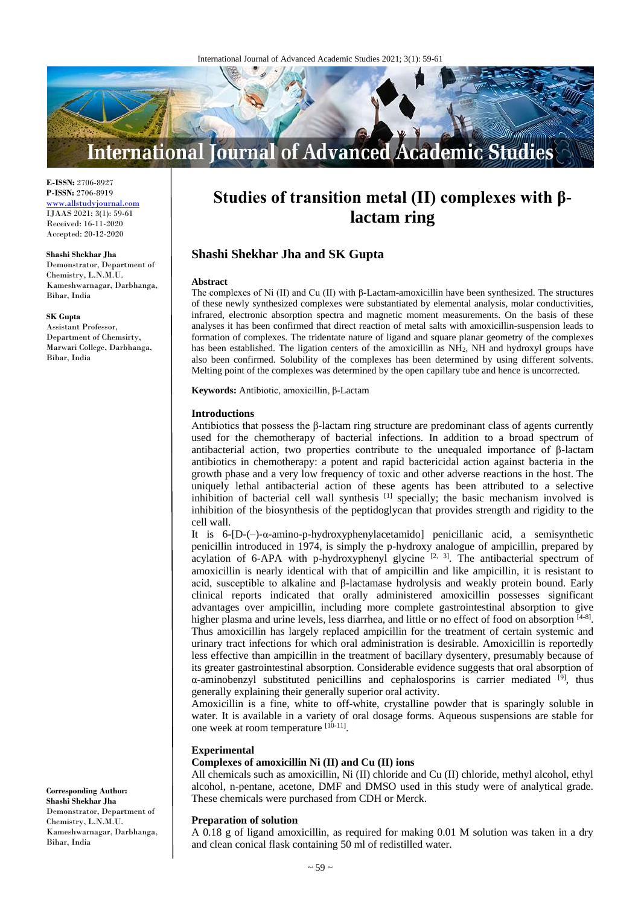# Studies of transition metal (II) complexes with β-lactam ring

## Shashi Shekhar Jha and SK Gupta

**E-ISSN:** 2706-8927
**P-ISSN:** 2706-8919
www.allstudyjournal.com
IJAAS 2021; 3(1): 59-61
Received: 16-11-2020
Accepted: 20-12-2020

**Shashi Shekhar Jha**
Demonstrator, Department of Chemistry, L.N.M.U. Kameshwarnagar, Darbhanga, Bihar, India

**SK Gupta**
Assistant Professor, Department of Chemsirty, Marwari College, Darbhanga, Bihar, India

**Corresponding Author:**
**Shashi Shekhar Jha**
Demonstrator, Department of Chemistry, L.N.M.U. Kameshwarnagar, Darbhanga, Bihar, India

### Abstract

The complexes of Ni (II) and Cu (II) with β-Lactam-amoxicillin have been synthesized. The structures of these newly synthesized complexes were substantiated by elemental analysis, molar conductivities, infrared, electronic absorption spectra and magnetic moment measurements. On the basis of these analyses it has been confirmed that direct reaction of metal salts with amoxicillin-suspension leads to formation of complexes. The tridentate nature of ligand and square planar geometry of the complexes has been established. The ligation centers of the amoxicillin as $NH_2$, NH and hydroxyl groups have also been confirmed. Solubility of the complexes has been determined by using different solvents. Melting point of the complexes was determined by the open capillary tube and hence is uncorrected.

**Keywords:** Antibiotic, amoxicillin, β-Lactam

### Introductions

Antibiotics that possess the β-lactam ring structure are predominant class of agents currently used for the chemotherapy of bacterial infections. In addition to a broad spectrum of antibacterial action, two properties contribute to the unequaled importance of β-lactam antibiotics in chemotherapy: a potent and rapid bactericidal action against bacteria in the growth phase and a very low frequency of toxic and other adverse reactions in the host. The uniquely lethal antibacterial action of these agents has been attributed to a selective inhibition of bacterial cell wall synthesis [1] specially; the basic mechanism involved is inhibition of the biosynthesis of the peptidoglycan that provides strength and rigidity to the cell wall.

It is 6-[D-(–)-α-amino-p-hydroxyphenylacetamido] penicillanic acid, a semisynthetic penicillin introduced in 1974, is simply the p-hydroxy analogue of ampicillin, prepared by acylation of 6-APA with p-hydroxyphenyl glycine [2, 3]. The antibacterial spectrum of amoxicillin is nearly identical with that of ampicillin and like ampicillin, it is resistant to acid, susceptible to alkaline and β-lactamase hydrolysis and weakly protein bound. Early clinical reports indicated that orally administered amoxicillin possesses significant advantages over ampicillin, including more complete gastrointestinal absorption to give higher plasma and urine levels, less diarrhea, and little or no effect of food on absorption [4-8]. Thus amoxicillin has largely replaced ampicillin for the treatment of certain systemic and urinary tract infections for which oral administration is desirable. Amoxicillin is reportedly less effective than ampicillin in the treatment of bacillary dysentery, presumably because of its greater gastrointestinal absorption. Considerable evidence suggests that oral absorption of α-aminobenzyl substituted penicillins and cephalosporins is carrier mediated [9], thus generally explaining their generally superior oral activity.

Amoxicillin is a fine, white to off-white, crystalline powder that is sparingly soluble in water. It is available in a variety of oral dosage forms. Aqueous suspensions are stable for one week at room temperature [10-11].

### Experimental

#### Complexes of amoxicillin Ni (II) and Cu (II) ions

All chemicals such as amoxicillin, Ni (II) chloride and Cu (II) chloride, methyl alcohol, ethyl alcohol, n-pentane, acetone, DMF and DMSO used in this study were of analytical grade. These chemicals were purchased from CDH or Merck.

#### Preparation of solution

A 0.18 g of ligand amoxicillin, as required for making 0.01 M solution was taken in a dry and clean conical flask containing 50 ml of redistilled water.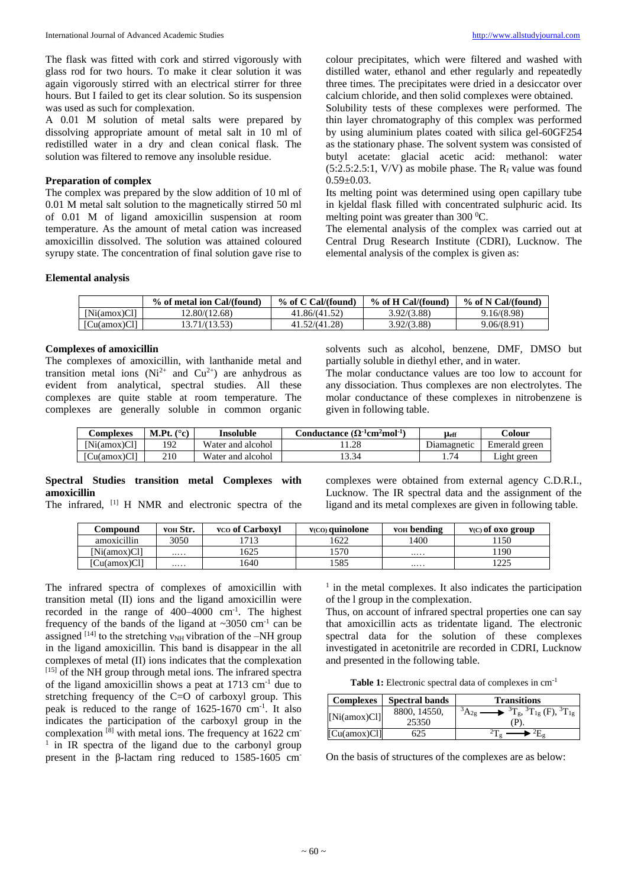The flask was fitted with cork and stirred vigorously with glass rod for two hours. To make it clear solution it was again vigorously stirred with an electrical stirrer for three hours. But I failed to get its clear solution. So its suspension was used as such for complexation.

A 0.01 M solution of metal salts were prepared by dissolving appropriate amount of metal salt in 10 ml of redistilled water in a dry and clean conical flask. The solution was filtered to remove any insoluble residue.

### Preparation of complex

The complex was prepared by the slow addition of 10 ml of 0.01 M metal salt solution to the magnetically stirred 50 ml of 0.01 M of ligand amoxicillin suspension at room temperature. As the amount of metal cation was increased amoxicillin dissolved. The solution was attained coloured syrupy state. The concentration of final solution gave rise to colour precipitates, which were filtered and washed with distilled water, ethanol and ether regularly and repeatedly three times. The precipitates were dried in a desiccator over calcium chloride, and then solid complexes were obtained.

Solubility tests of these complexes were performed. The thin layer chromatography of this complex was performed by using aluminium plates coated with silica gel-60GF254 as the stationary phase. The solvent system was consisted of butyl acetate: glacial acetic acid: methanol: water (5:2.5:2.5:1, V/V) as mobile phase. The $R_f$ value was found 0.59±0.03.

Its melting point was determined using open capillary tube in kjeldal flask filled with concentrated sulphuric acid. Its melting point was greater than 300 $^0$C.

The elemental analysis of the complex was carried out at Central Drug Research Institute (CDRI), Lucknow. The elemental analysis of the complex is given as:

### Elemental analysis

| | % of metal ion Cal/(found) | % of C Cal/(found) | % of H Cal/(found) | % of N Cal/(found) |
|---|---|---|---|---|
| [Ni(amox)Cl] | 12.80/(12.68) | 41.86/(41.52) | 3.92/(3.88) | 9.16/(8.98) |
| [Cu(amox)Cl] | 13.71/(13.53) | 41.52/(41.28) | 3.92/(3.88) | 9.06/(8.91) |

### Complexes of amoxicillin

The complexes of amoxicillin, with lanthanide metal and transition metal ions ($Ni^{2+}$ and $Cu^{2+}$) are anhydrous as evident from analytical, spectral studies. All these complexes are quite stable at room temperature. The complexes are generally soluble in common organic solvents such as alcohol, benzene, DMF, DMSO but partially soluble in diethyl ether, and in water.

The molar conductance values are too low to account for any dissociation. Thus complexes are non electrolytes. The molar conductance of these complexes in nitrobenzene is given in following table.

| Complexes | M.Pt. (°c) | Insoluble | Conductance ($\Omega^{-1}cm^2mol^{-1}$) | $\mu_{eff}$ | Colour |
|---|---|---|---|---|---|
| [Ni(amox)Cl] | 192 | Water and alcohol | 11.28 | Diamagnetic | Emerald green |
| [Cu(amox)Cl] | 210 | Water and alcohol | 13.34 | 1.74 | Light green |

### Spectral Studies transition metal Complexes with amoxicillin

The infrared, [1] H NMR and electronic spectra of the complexes were obtained from external agency C.D.R.I., Lucknow. The IR spectral data and the assignment of the ligand and its metal complexes are given in following table.

| Compound | $\nu_{OH}$ Str. | $\nu_{CO}$ of Carboxyl | $\nu_{(CO)}$ quinolone | $\nu_{OH}$ bending | $\nu_{(C)}$ of oxo group |
|---|---|---|---|---|---|
| amoxicillin | 3050 | 1713 | 1622 | 1400 | 1150 |
| [Ni(amox)Cl] | ...... | 1625 | 1570 | ...... | 1190 |
| [Cu(amox)Cl] | ...... | 1640 | 1585 | ...... | 1225 |

The infrared spectra of complexes of amoxicillin with transition metal (II) ions and the ligand amoxicillin were recorded in the range of 400–4000 cm$^{-1}$. The highest frequency of the bands of the ligand at ~3050 cm$^{-1}$ can be assigned [14] to the stretching $\nu_{NH}$ vibration of the –NH group in the ligand amoxicillin. This band is disappear in the all complexes of metal (II) ions indicates that the complexation [15] of the NH group through metal ions. The infrared spectra of the ligand amoxicillin shows a peat at 1713 cm$^{-1}$ due to stretching frequency of the C=O of carboxyl group. This peak is reduced to the range of 1625-1670 cm$^{-1}$. It also indicates the participation of the carboxyl group in the complexation [8] with metal ions. The frequency at 1622 cm$^{-1}$ in IR spectra of the ligand due to the carbonyl group present in the β-lactam ring reduced to 1585-1605 cm$^{-1}$ in the metal complexes. It also indicates the participation of the l group in the complexation.

Thus, on account of infrared spectral properties one can say that amoxicillin acts as tridentate ligand. The electronic spectral data for the solution of these complexes investigated in acetonitrile are recorded in CDRI, Lucknow and presented in the following table.

**Table 1:** Electronic spectral data of complexes in cm$^{-1}$

| Complexes | Spectral bands | Transitions |
|---|---|---|
| [Ni(amox)Cl] | 8800, 14550, 25350 | $^3A_{2g} \longrightarrow {}^3T_g, {}^3T_{1g}$ (F), $^3T_{1g}$ (P). |
| [Cu(amox)Cl] | 625 | $^2T_g \longrightarrow {}^2E_g$ |

On the basis of structures of the complexes are as below: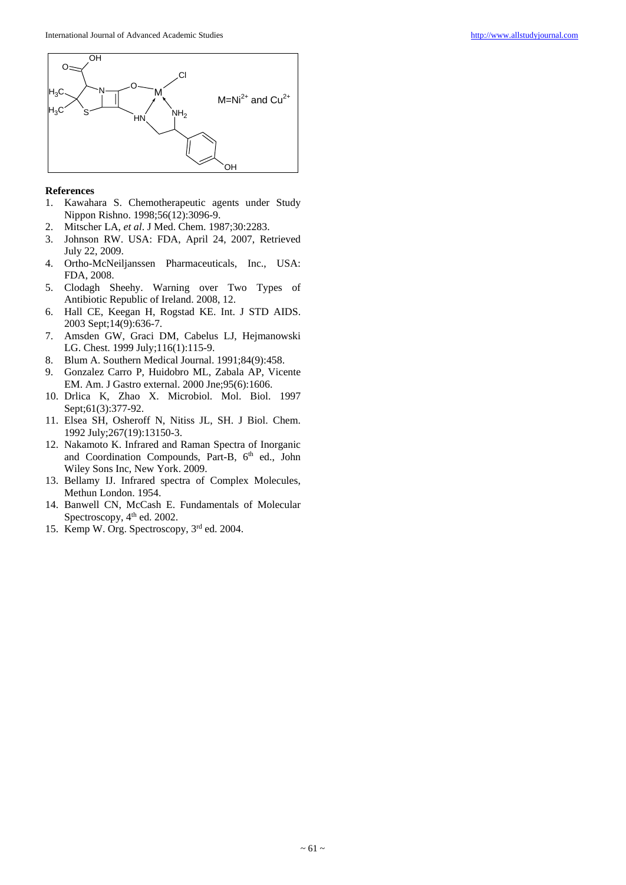M=$Ni^{2+}$ and $Cu^{2+}$

## References

1. Kawahara S. Chemotherapeutic agents under Study Nippon Rishno. 1998;56(12):3096-9.
2. Mitscher LA, *et al*. J Med. Chem. 1987;30:2283.
3. Johnson RW. USA: FDA, April 24, 2007, Retrieved July 22, 2009.
4. Ortho-McNeiljanssen Pharmaceuticals, Inc., USA: FDA, 2008.
5. Clodagh Sheehy. Warning over Two Types of Antibiotic Republic of Ireland. 2008, 12.
6. Hall CE, Keegan H, Rogstad KE. Int. J STD AIDS. 2003 Sept;14(9):636-7.
7. Amsden GW, Graci DM, Cabelus LJ, Hejmanowski LG. Chest. 1999 July;116(1):115-9.
8. Blum A. Southern Medical Journal. 1991;84(9):458.
9. Gonzalez Carro P, Huidobro ML, Zabala AP, Vicente EM. Am. J Gastro external. 2000 Jne;95(6):1606.
10. Drlica K, Zhao X. Microbiol. Mol. Biol. 1997 Sept;61(3):377-92.
11. Elsea SH, Osheroff N, Nitiss JL, SH. J Biol. Chem. 1992 July;267(19):13150-3.
12. Nakamoto K. Infrared and Raman Spectra of Inorganic and Coordination Compounds, Part-B, 6th ed., John Wiley Sons Inc, New York. 2009.
13. Bellamy IJ. Infrared spectra of Complex Molecules, Methun London. 1954.
14. Banwell CN, McCash E. Fundamentals of Molecular Spectroscopy, 4th ed. 2002.
15. Kemp W. Org. Spectroscopy, 3rd ed. 2004.